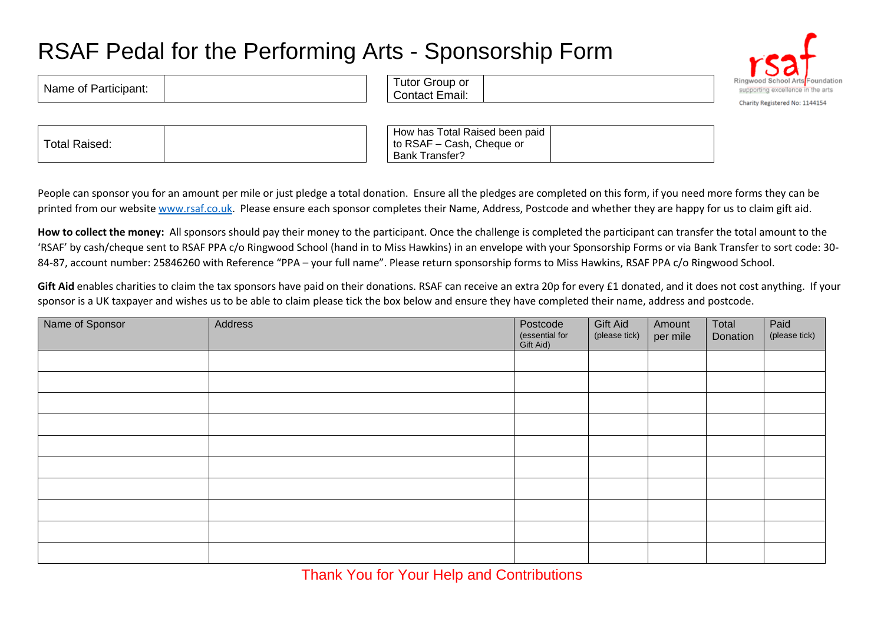# RSAF Pedal for the Performing Arts - Sponsorship Form

Ringwood School Arts Foundation
supporting excellence in the arts
Charity Registered No: 1144154

| Name of Participant: | | Tutor Group or Contact Email: | |
|---|---|---|---|
| Total Raised: | | How has Total Raised been paid to RSAF – Cash, Cheque or Bank Transfer? | |

People can sponsor you for an amount per mile or just pledge a total donation. Ensure all the pledges are completed on this form, if you need more forms they can be printed from our website www.rsaf.co.uk. Please ensure each sponsor completes their Name, Address, Postcode and whether they are happy for us to claim gift aid.

**How to collect the money:** All sponsors should pay their money to the participant. Once the challenge is completed the participant can transfer the total amount to the 'RSAF' by cash/cheque sent to RSAF PPA c/o Ringwood School (hand in to Miss Hawkins) in an envelope with your Sponsorship Forms or via Bank Transfer to sort code: 30-84-87, account number: 25846260 with Reference "PPA – your full name". Please return sponsorship forms to Miss Hawkins, RSAF PPA c/o Ringwood School.

**Gift Aid** enables charities to claim the tax sponsors have paid on their donations. RSAF can receive an extra 20p for every £1 donated, and it does not cost anything. If your sponsor is a UK taxpayer and wishes us to be able to claim please tick the box below and ensure they have completed their name, address and postcode.

| Name of Sponsor | Address | Postcode (essential for Gift Aid) | Gift Aid (please tick) | Amount per mile | Total Donation | Paid (please tick) |
|---|---|---|---|---|---|---|
| | | | | | | |
| | | | | | | |
| | | | | | | |
| | | | | | | |
| | | | | | | |
| | | | | | | |
| | | | | | | |
| | | | | | | |
| | | | | | | |
| | | | | | | |

Thank You for Your Help and Contributions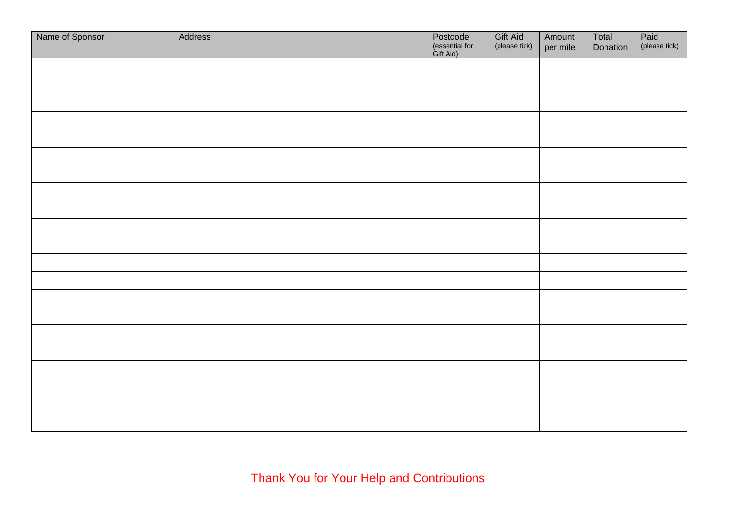| Name of Sponsor | Address | Postcode (essential for Gift Aid) | Gift Aid (please tick) | Amount per mile | Total Donation | Paid (please tick) |
|---|---|---|---|---|---|---|
| | | | | | | |
| | | | | | | |
| | | | | | | |
| | | | | | | |
| | | | | | | |
| | | | | | | |
| | | | | | | |
| | | | | | | |
| | | | | | | |
| | | | | | | |
| | | | | | | |
| | | | | | | |
| | | | | | | |
| | | | | | | |
| | | | | | | |
| | | | | | | |
| | | | | | | |
| | | | | | | |
| | | | | | | |
| | | | | | | |
| | | | | | | |

Thank You for Your Help and Contributions